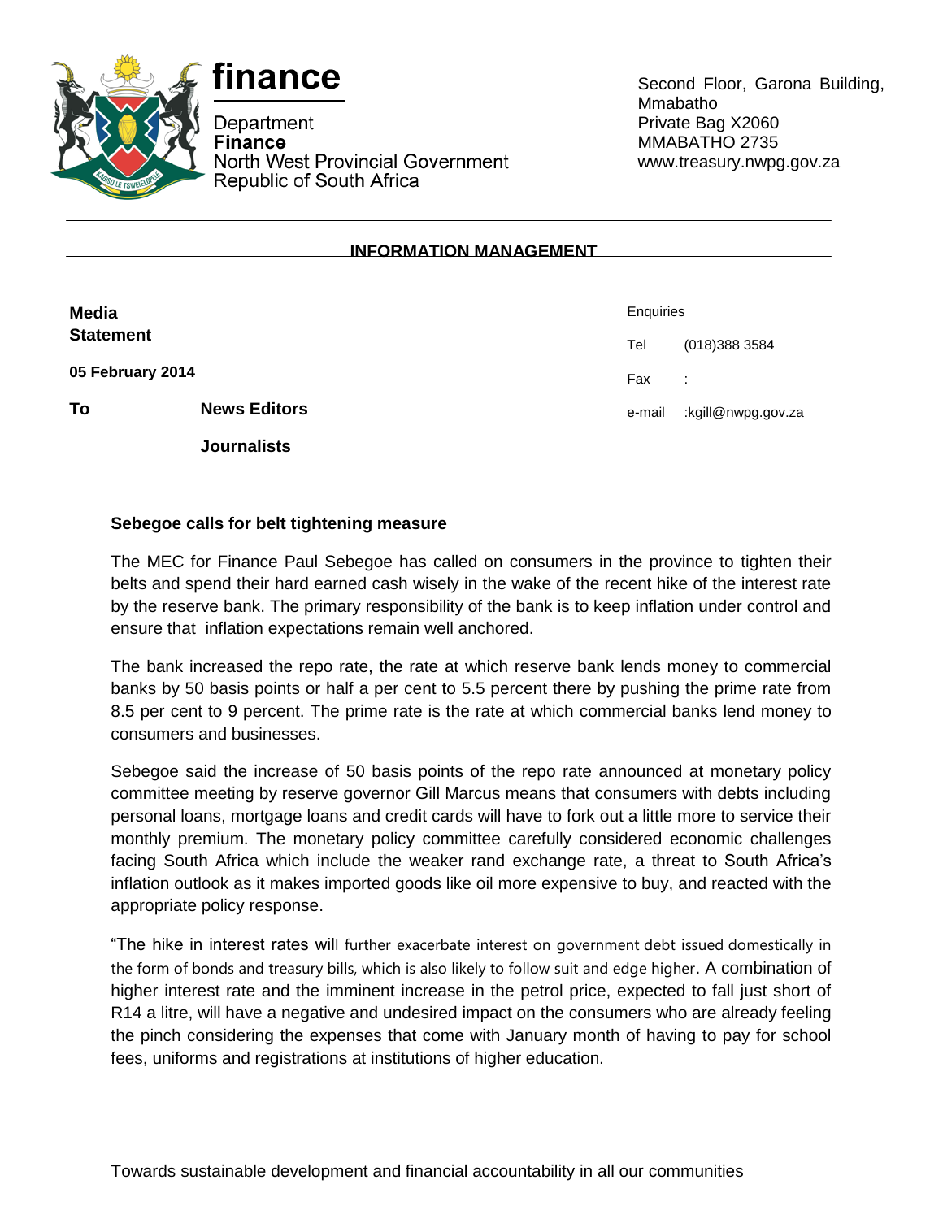**finance**

Department
**Finance**
North West Provincial Government
Republic of South Africa

Second Floor, Garona Building, Mmabatho
Private Bag X2060
MMABATHO 2735
www.treasury.nwpg.gov.za

**INFORMATION MANAGEMENT**

**Media Statement**

**05 February 2014**

**To** **News Editors**

**Journalists**

Enquiries

Tel (018)388 3584

Fax :

e-mail :kgill@nwpg.gov.za

**Sebegoe calls for belt tightening measure**

The MEC for Finance Paul Sebegoe has called on consumers in the province to tighten their belts and spend their hard earned cash wisely in the wake of the recent hike of the interest rate by the reserve bank. The primary responsibility of the bank is to keep inflation under control and ensure that inflation expectations remain well anchored.

The bank increased the repo rate, the rate at which reserve bank lends money to commercial banks by 50 basis points or half a per cent to 5.5 percent there by pushing the prime rate from 8.5 per cent to 9 percent. The prime rate is the rate at which commercial banks lend money to consumers and businesses.

Sebegoe said the increase of 50 basis points of the repo rate announced at monetary policy committee meeting by reserve governor Gill Marcus means that consumers with debts including personal loans, mortgage loans and credit cards will have to fork out a little more to service their monthly premium. The monetary policy committee carefully considered economic challenges facing South Africa which include the weaker rand exchange rate, a threat to South Africa's inflation outlook as it makes imported goods like oil more expensive to buy, and reacted with the appropriate policy response.

"The hike in interest rates will further exacerbate interest on government debt issued domestically in the form of bonds and treasury bills, which is also likely to follow suit and edge higher. A combination of higher interest rate and the imminent increase in the petrol price, expected to fall just short of R14 a litre, will have a negative and undesired impact on the consumers who are already feeling the pinch considering the expenses that come with January month of having to pay for school fees, uniforms and registrations at institutions of higher education.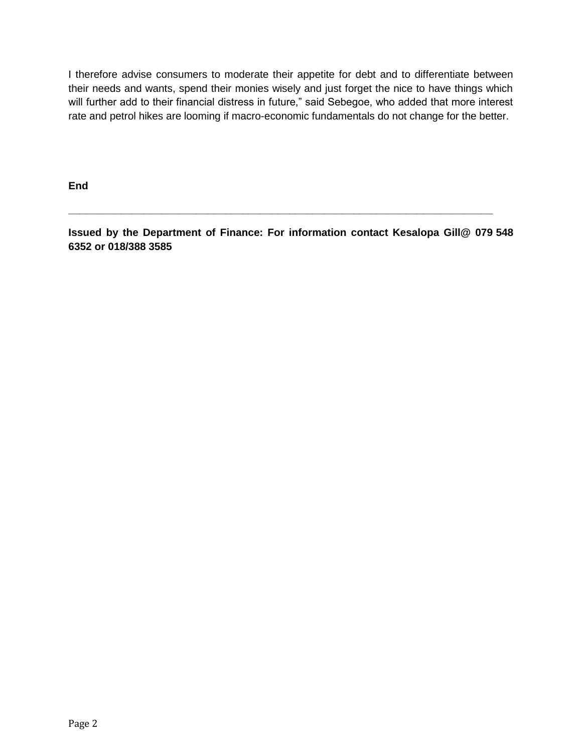I therefore advise consumers to moderate their appetite for debt and to differentiate between their needs and wants, spend their monies wisely and just forget the nice to have things which will further add to their financial distress in future," said Sebegoe, who added that more interest rate and petrol hikes are looming if macro-economic fundamentals do not change for the better.

**End**

---

**Issued by the Department of Finance: For information contact Kesalopa Gill@ 079 548 6352 or 018/388 3585**